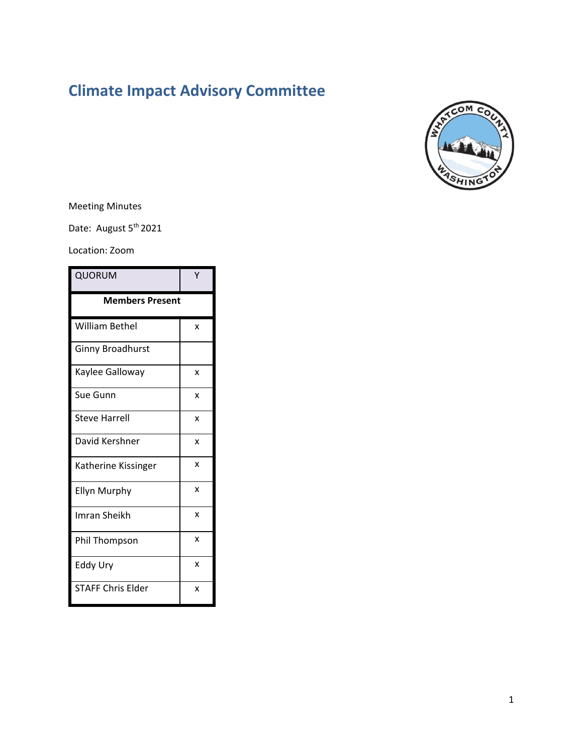# Climate Impact Advisory Committee

Meeting Minutes

Date: August 5th 2021

Location: Zoom

| QUORUM | Y |
|---|---|
| **Members Present** | |
| William Bethel | x |
| Ginny Broadhurst | |
| Kaylee Galloway | x |
| Sue Gunn | x |
| Steve Harrell | x |
| David Kershner | x |
| Katherine Kissinger | x |
| Ellyn Murphy | x |
| Imran Sheikh | x |
| Phil Thompson | x |
| Eddy Ury | x |
| STAFF Chris Elder | x |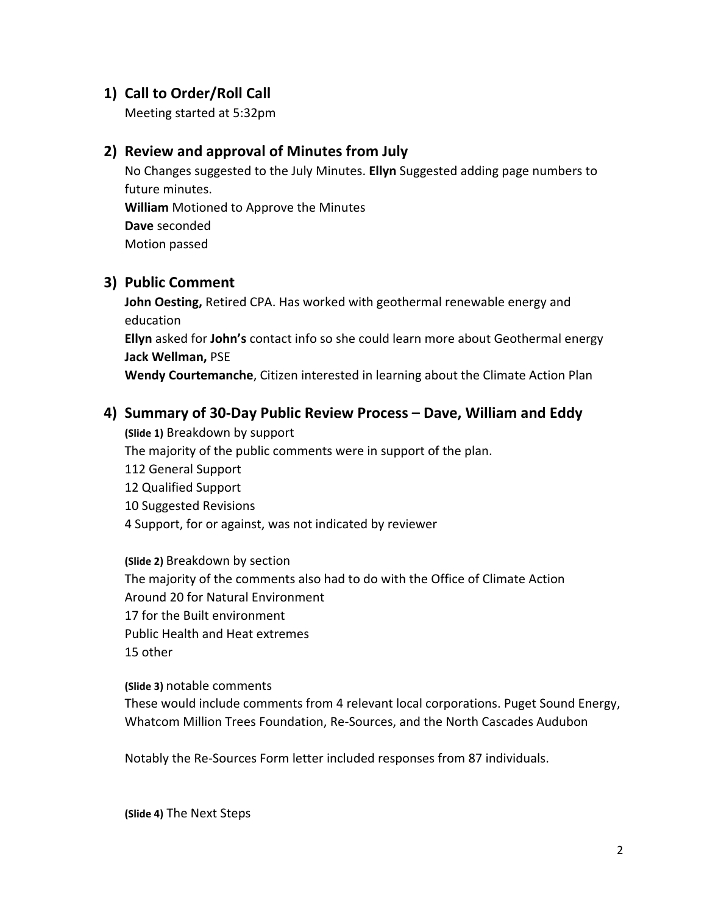## 1) Call to Order/Roll Call

Meeting started at 5:32pm

## 2) Review and approval of Minutes from July

No Changes suggested to the July Minutes. **Ellyn** Suggested adding page numbers to future minutes.
**William** Motioned to Approve the Minutes
**Dave** seconded
Motion passed

## 3) Public Comment

**John Oesting,** Retired CPA. Has worked with geothermal renewable energy and education
**Ellyn** asked for **John's** contact info so she could learn more about Geothermal energy
**Jack Wellman,** PSE
**Wendy Courtemanche**, Citizen interested in learning about the Climate Action Plan

## 4) Summary of 30-Day Public Review Process – Dave, William and Eddy

**(Slide 1)** Breakdown by support
The majority of the public comments were in support of the plan.
112 General Support
12 Qualified Support
10 Suggested Revisions
4 Support, for or against, was not indicated by reviewer

**(Slide 2)** Breakdown by section
The majority of the comments also had to do with the Office of Climate Action
Around 20 for Natural Environment
17 for the Built environment
Public Health and Heat extremes
15 other

**(Slide 3)** notable comments
These would include comments from 4 relevant local corporations. Puget Sound Energy, Whatcom Million Trees Foundation, Re-Sources, and the North Cascades Audubon

Notably the Re-Sources Form letter included responses from 87 individuals.

**(Slide 4)** The Next Steps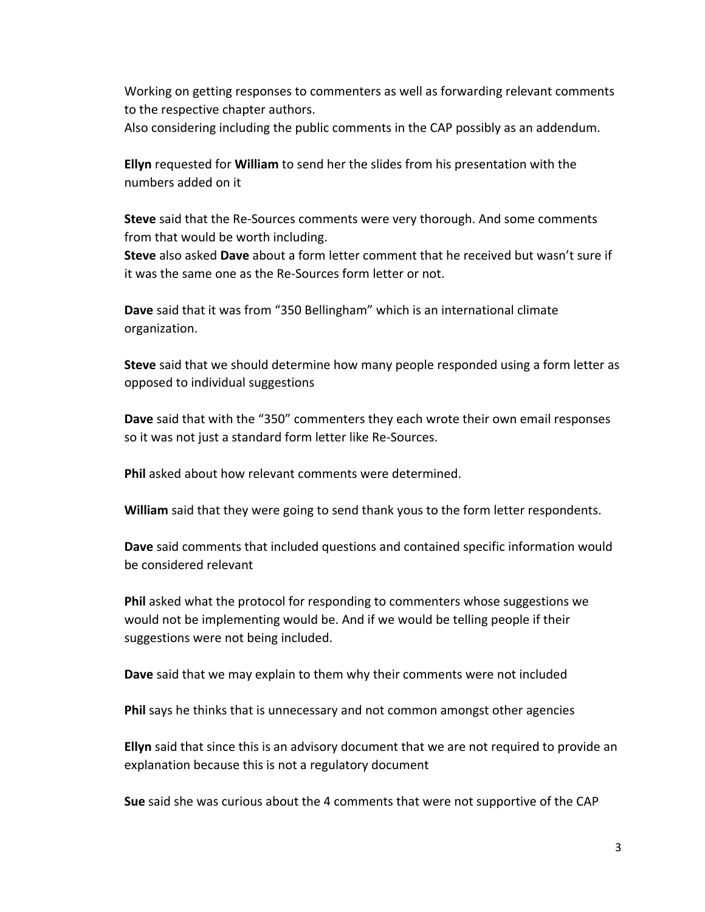Working on getting responses to commenters as well as forwarding relevant comments to the respective chapter authors.
Also considering including the public comments in the CAP possibly as an addendum.

**Ellyn** requested for **William** to send her the slides from his presentation with the numbers added on it

**Steve** said that the Re-Sources comments were very thorough. And some comments from that would be worth including.
**Steve** also asked **Dave** about a form letter comment that he received but wasn't sure if it was the same one as the Re-Sources form letter or not.

**Dave** said that it was from "350 Bellingham" which is an international climate organization.

**Steve** said that we should determine how many people responded using a form letter as opposed to individual suggestions

**Dave** said that with the "350" commenters they each wrote their own email responses so it was not just a standard form letter like Re-Sources.

**Phil** asked about how relevant comments were determined.

**William** said that they were going to send thank yous to the form letter respondents.

**Dave** said comments that included questions and contained specific information would be considered relevant

**Phil** asked what the protocol for responding to commenters whose suggestions we would not be implementing would be. And if we would be telling people if their suggestions were not being included.

**Dave** said that we may explain to them why their comments were not included

**Phil** says he thinks that is unnecessary and not common amongst other agencies

**Ellyn** said that since this is an advisory document that we are not required to provide an explanation because this is not a regulatory document

**Sue** said she was curious about the 4 comments that were not supportive of the CAP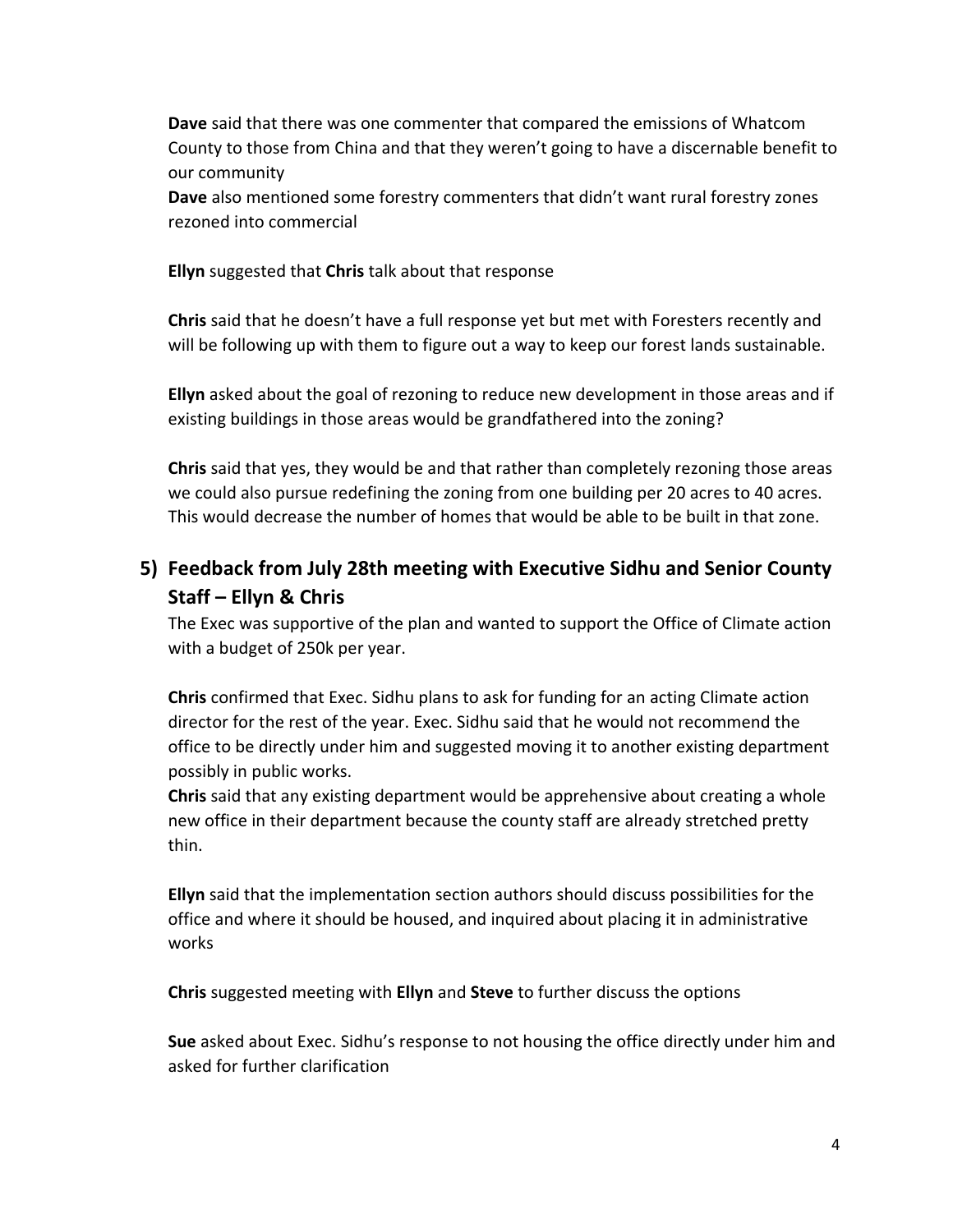**Dave** said that there was one commenter that compared the emissions of Whatcom County to those from China and that they weren't going to have a discernable benefit to our community

**Dave** also mentioned some forestry commenters that didn't want rural forestry zones rezoned into commercial

**Ellyn** suggested that **Chris** talk about that response

**Chris** said that he doesn't have a full response yet but met with Foresters recently and will be following up with them to figure out a way to keep our forest lands sustainable.

**Ellyn** asked about the goal of rezoning to reduce new development in those areas and if existing buildings in those areas would be grandfathered into the zoning?

**Chris** said that yes, they would be and that rather than completely rezoning those areas we could also pursue redefining the zoning from one building per 20 acres to 40 acres. This would decrease the number of homes that would be able to be built in that zone.

## 5) Feedback from July 28th meeting with Executive Sidhu and Senior County Staff – Ellyn & Chris

The Exec was supportive of the plan and wanted to support the Office of Climate action with a budget of 250k per year.

**Chris** confirmed that Exec. Sidhu plans to ask for funding for an acting Climate action director for the rest of the year. Exec. Sidhu said that he would not recommend the office to be directly under him and suggested moving it to another existing department possibly in public works.

**Chris** said that any existing department would be apprehensive about creating a whole new office in their department because the county staff are already stretched pretty thin.

**Ellyn** said that the implementation section authors should discuss possibilities for the office and where it should be housed, and inquired about placing it in administrative works

**Chris** suggested meeting with **Ellyn** and **Steve** to further discuss the options

**Sue** asked about Exec. Sidhu's response to not housing the office directly under him and asked for further clarification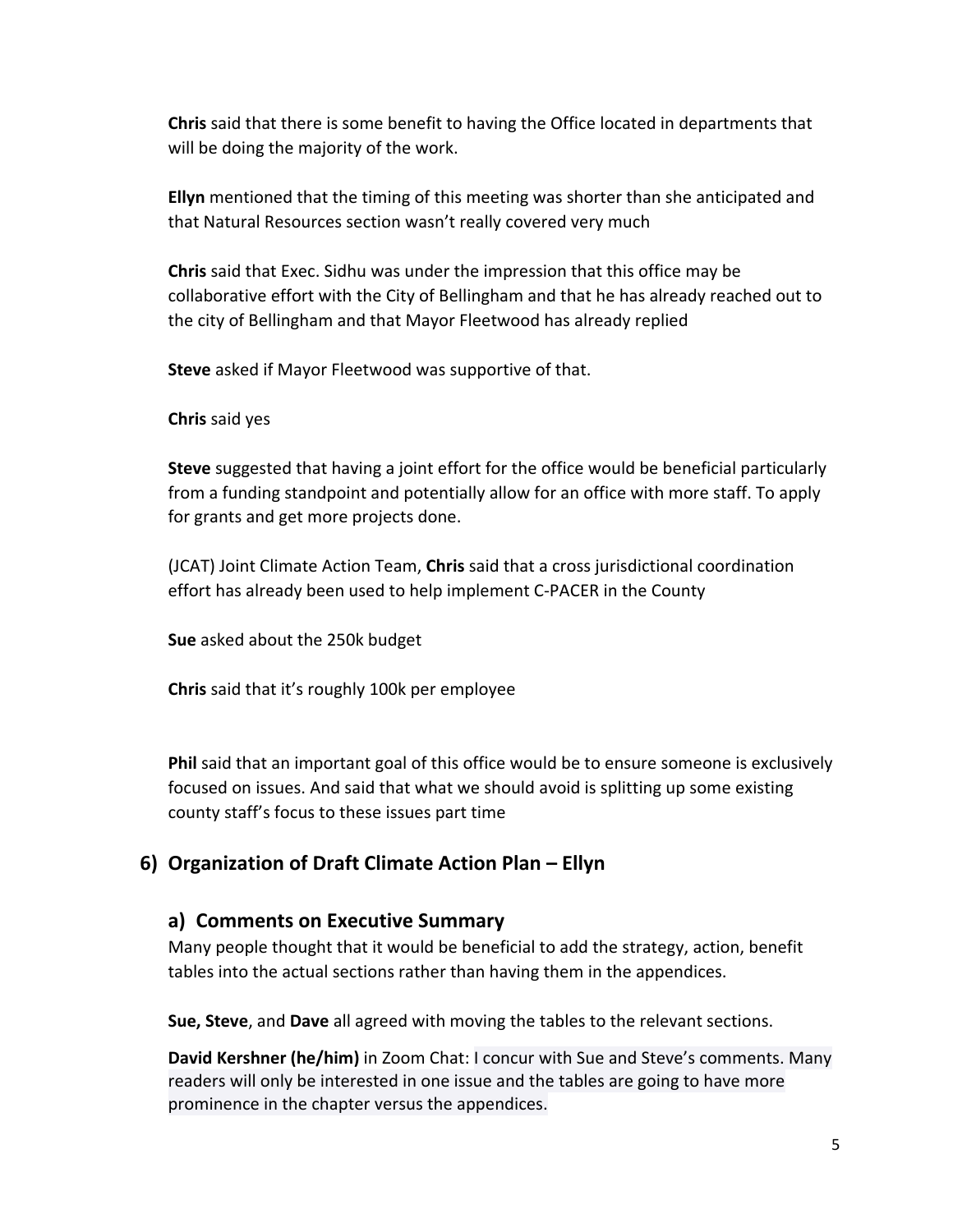**Chris** said that there is some benefit to having the Office located in departments that will be doing the majority of the work.

**Ellyn** mentioned that the timing of this meeting was shorter than she anticipated and that Natural Resources section wasn't really covered very much

**Chris** said that Exec. Sidhu was under the impression that this office may be collaborative effort with the City of Bellingham and that he has already reached out to the city of Bellingham and that Mayor Fleetwood has already replied

**Steve** asked if Mayor Fleetwood was supportive of that.

**Chris** said yes

**Steve** suggested that having a joint effort for the office would be beneficial particularly from a funding standpoint and potentially allow for an office with more staff. To apply for grants and get more projects done.

(JCAT) Joint Climate Action Team, **Chris** said that a cross jurisdictional coordination effort has already been used to help implement C-PACER in the County

**Sue** asked about the 250k budget

**Chris** said that it's roughly 100k per employee

**Phil** said that an important goal of this office would be to ensure someone is exclusively focused on issues. And said that what we should avoid is splitting up some existing county staff's focus to these issues part time

## 6) Organization of Draft Climate Action Plan – Ellyn

### a) Comments on Executive Summary

Many people thought that it would be beneficial to add the strategy, action, benefit tables into the actual sections rather than having them in the appendices.

**Sue, Steve**, and **Dave** all agreed with moving the tables to the relevant sections.

**David Kershner (he/him)** in Zoom Chat: I concur with Sue and Steve's comments. Many readers will only be interested in one issue and the tables are going to have more prominence in the chapter versus the appendices.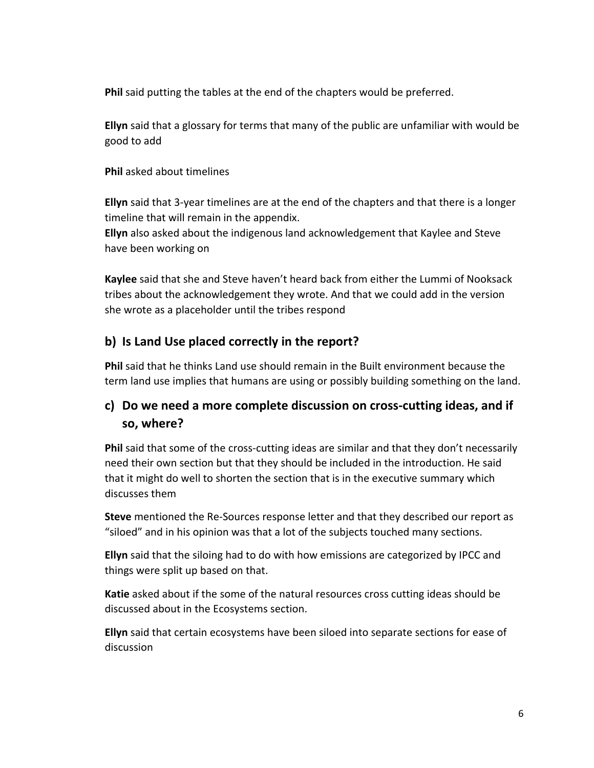**Phil** said putting the tables at the end of the chapters would be preferred.

**Ellyn** said that a glossary for terms that many of the public are unfamiliar with would be good to add

**Phil** asked about timelines

**Ellyn** said that 3-year timelines are at the end of the chapters and that there is a longer timeline that will remain in the appendix.
**Ellyn** also asked about the indigenous land acknowledgement that Kaylee and Steve have been working on

**Kaylee** said that she and Steve haven't heard back from either the Lummi of Nooksack tribes about the acknowledgement they wrote. And that we could add in the version she wrote as a placeholder until the tribes respond

## b) Is Land Use placed correctly in the report?

**Phil** said that he thinks Land use should remain in the Built environment because the term land use implies that humans are using or possibly building something on the land.

## c) Do we need a more complete discussion on cross-cutting ideas, and if so, where?

**Phil** said that some of the cross-cutting ideas are similar and that they don't necessarily need their own section but that they should be included in the introduction. He said that it might do well to shorten the section that is in the executive summary which discusses them

**Steve** mentioned the Re-Sources response letter and that they described our report as "siloed" and in his opinion was that a lot of the subjects touched many sections.

**Ellyn** said that the siloing had to do with how emissions are categorized by IPCC and things were split up based on that.

**Katie** asked about if the some of the natural resources cross cutting ideas should be discussed about in the Ecosystems section.

**Ellyn** said that certain ecosystems have been siloed into separate sections for ease of discussion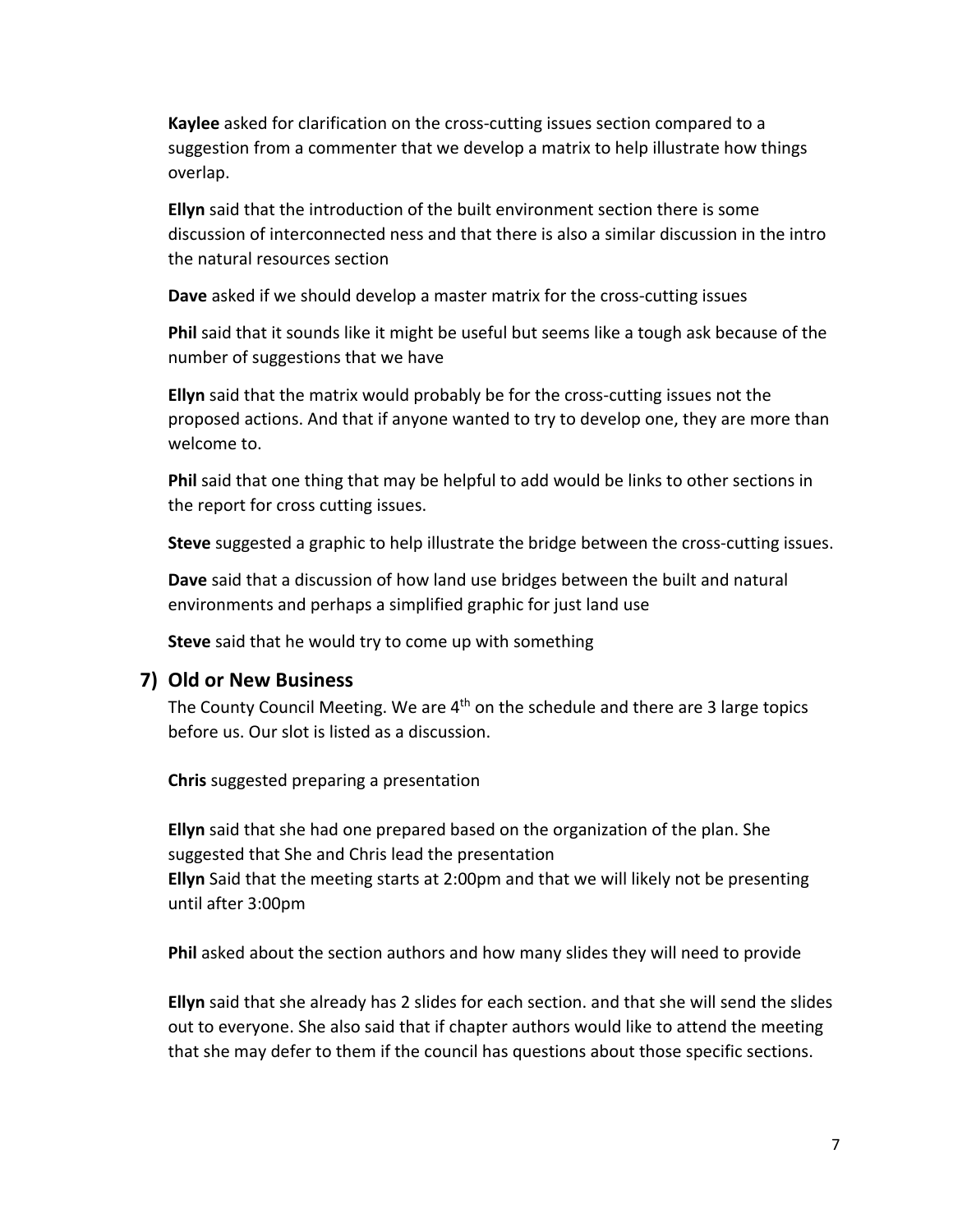**Kaylee** asked for clarification on the cross-cutting issues section compared to a suggestion from a commenter that we develop a matrix to help illustrate how things overlap.

**Ellyn** said that the introduction of the built environment section there is some discussion of interconnected ness and that there is also a similar discussion in the intro the natural resources section

**Dave** asked if we should develop a master matrix for the cross-cutting issues

**Phil** said that it sounds like it might be useful but seems like a tough ask because of the number of suggestions that we have

**Ellyn** said that the matrix would probably be for the cross-cutting issues not the proposed actions. And that if anyone wanted to try to develop one, they are more than welcome to.

**Phil** said that one thing that may be helpful to add would be links to other sections in the report for cross cutting issues.

**Steve** suggested a graphic to help illustrate the bridge between the cross-cutting issues.

**Dave** said that a discussion of how land use bridges between the built and natural environments and perhaps a simplified graphic for just land use

**Steve** said that he would try to come up with something

## 7) Old or New Business

The County Council Meeting. We are 4th on the schedule and there are 3 large topics before us. Our slot is listed as a discussion.

**Chris** suggested preparing a presentation

**Ellyn** said that she had one prepared based on the organization of the plan. She suggested that She and Chris lead the presentation

**Ellyn** Said that the meeting starts at 2:00pm and that we will likely not be presenting until after 3:00pm

**Phil** asked about the section authors and how many slides they will need to provide

**Ellyn** said that she already has 2 slides for each section. and that she will send the slides out to everyone. She also said that if chapter authors would like to attend the meeting that she may defer to them if the council has questions about those specific sections.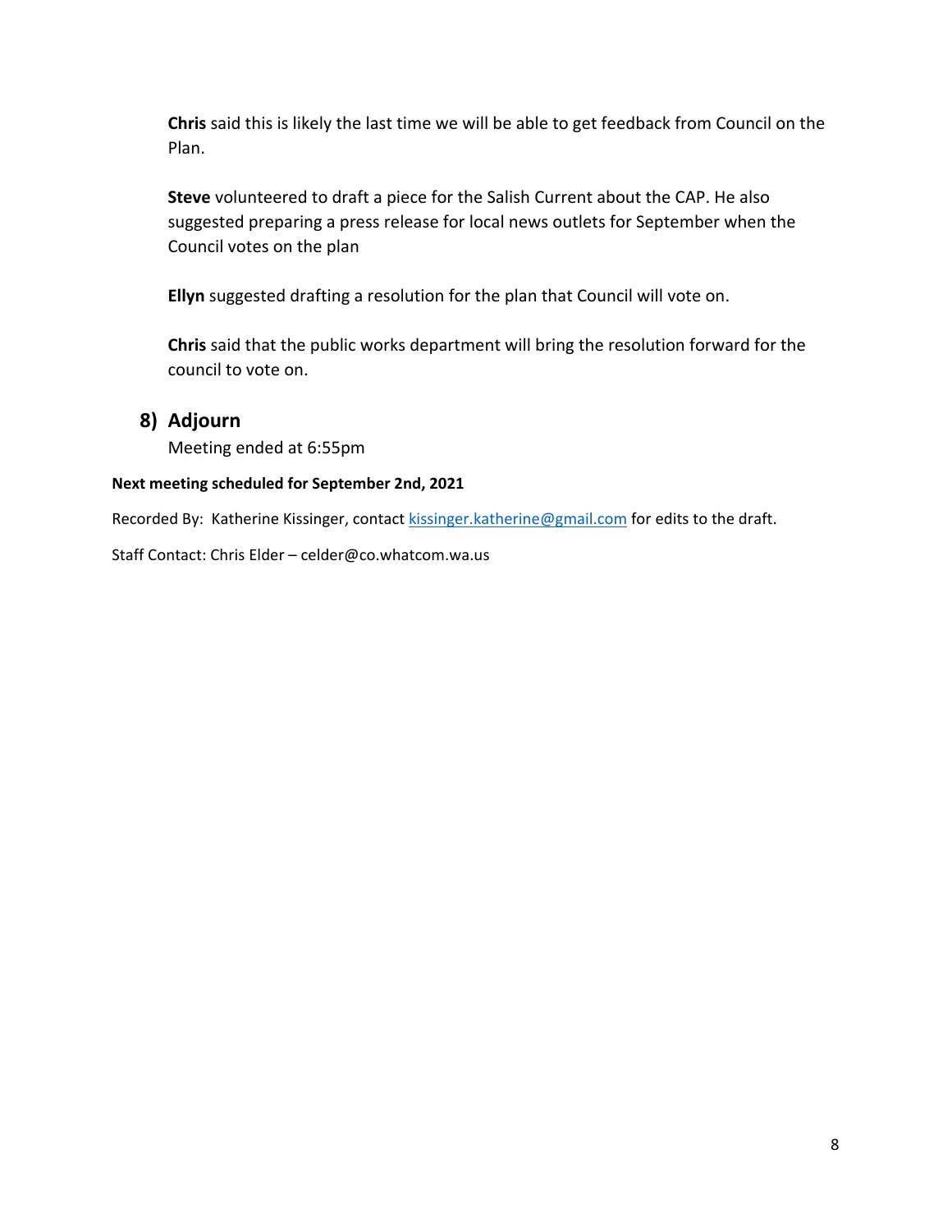**Chris** said this is likely the last time we will be able to get feedback from Council on the Plan.

**Steve** volunteered to draft a piece for the Salish Current about the CAP. He also suggested preparing a press release for local news outlets for September when the Council votes on the plan

**Ellyn** suggested drafting a resolution for the plan that Council will vote on.

**Chris** said that the public works department will bring the resolution forward for the council to vote on.

## 8) Adjourn

Meeting ended at 6:55pm

**Next meeting scheduled for September 2nd, 2021**

Recorded By: Katherine Kissinger, contact kissinger.katherine@gmail.com for edits to the draft.

Staff Contact: Chris Elder – celder@co.whatcom.wa.us